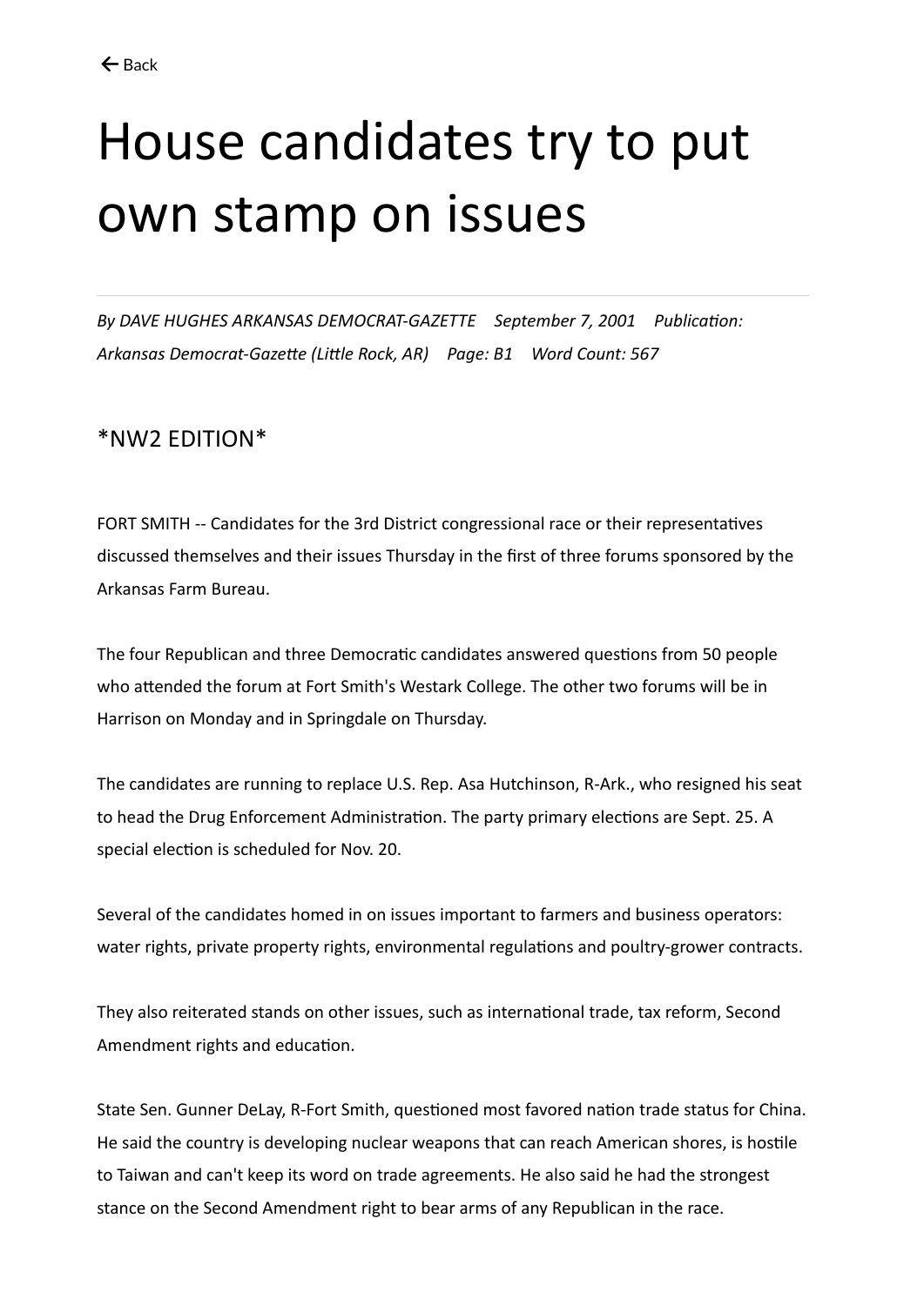# House candidates try to put own stamp on issues

*By DAVE HUGHES ARKANSAS DEMOCRAT-GAZETTE    September 7, 2001    Publication: Arkansas Democrat-Gazette (Little Rock, AR)    Page: B1    Word Count: 567*

## *NW2 EDITION*

FORT SMITH -- Candidates for the 3rd District congressional race or their representatives discussed themselves and their issues Thursday in the first of three forums sponsored by the Arkansas Farm Bureau.

The four Republican and three Democratic candidates answered questions from 50 people who attended the forum at Fort Smith's Westark College. The other two forums will be in Harrison on Monday and in Springdale on Thursday.

The candidates are running to replace U.S. Rep. Asa Hutchinson, R-Ark., who resigned his seat to head the Drug Enforcement Administration. The party primary elections are Sept. 25. A special election is scheduled for Nov. 20.

Several of the candidates homed in on issues important to farmers and business operators: water rights, private property rights, environmental regulations and poultry-grower contracts.

They also reiterated stands on other issues, such as international trade, tax reform, Second Amendment rights and education.

State Sen. Gunner DeLay, R-Fort Smith, questioned most favored nation trade status for China. He said the country is developing nuclear weapons that can reach American shores, is hostile to Taiwan and can't keep its word on trade agreements. He also said he had the strongest stance on the Second Amendment right to bear arms of any Republican in the race.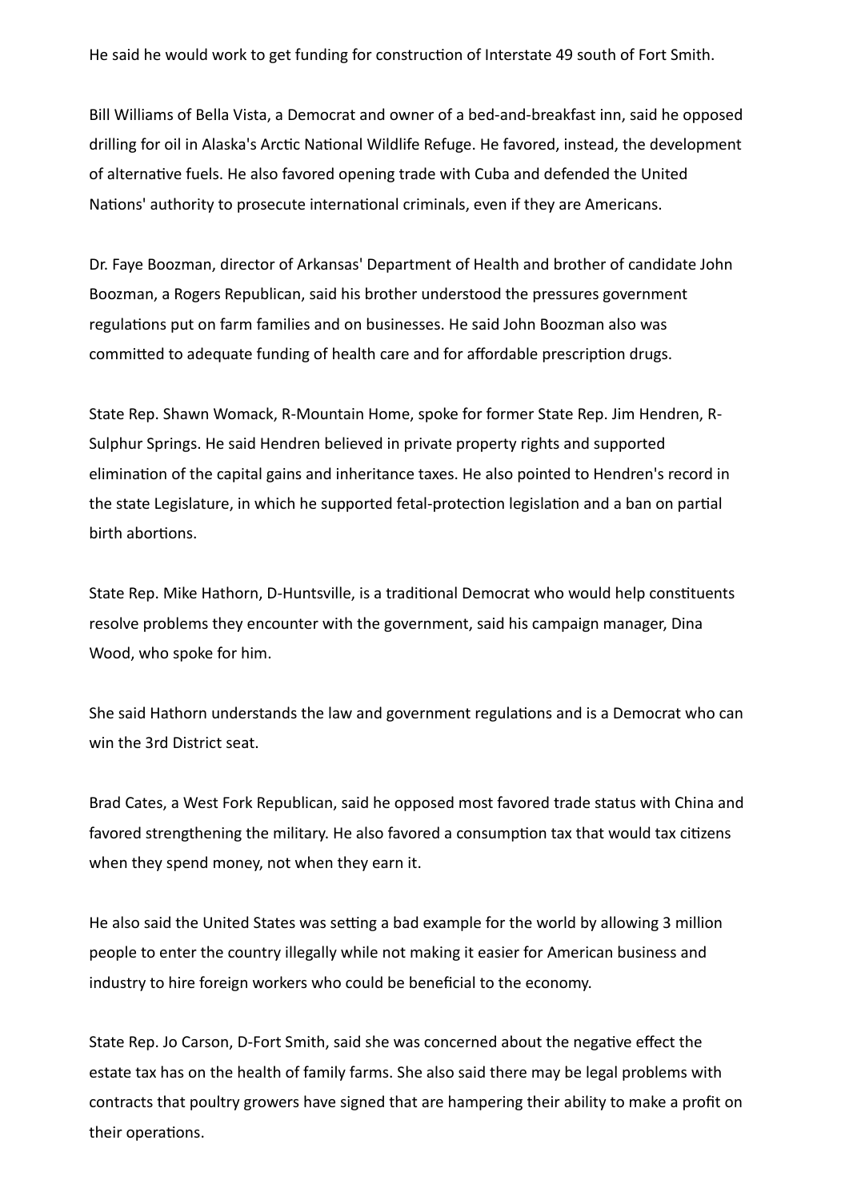He said he would work to get funding for construction of Interstate 49 south of Fort Smith.

Bill Williams of Bella Vista, a Democrat and owner of a bed-and-breakfast inn, said he opposed drilling for oil in Alaska's Arctic National Wildlife Refuge. He favored, instead, the development of alternative fuels. He also favored opening trade with Cuba and defended the United Nations' authority to prosecute international criminals, even if they are Americans.

Dr. Faye Boozman, director of Arkansas' Department of Health and brother of candidate John Boozman, a Rogers Republican, said his brother understood the pressures government regulations put on farm families and on businesses. He said John Boozman also was committed to adequate funding of health care and for affordable prescription drugs.

State Rep. Shawn Womack, R-Mountain Home, spoke for former State Rep. Jim Hendren, R-Sulphur Springs. He said Hendren believed in private property rights and supported elimination of the capital gains and inheritance taxes. He also pointed to Hendren's record in the state Legislature, in which he supported fetal-protection legislation and a ban on partial birth abortions.

State Rep. Mike Hathorn, D-Huntsville, is a traditional Democrat who would help constituents resolve problems they encounter with the government, said his campaign manager, Dina Wood, who spoke for him.

She said Hathorn understands the law and government regulations and is a Democrat who can win the 3rd District seat.

Brad Cates, a West Fork Republican, said he opposed most favored trade status with China and favored strengthening the military. He also favored a consumption tax that would tax citizens when they spend money, not when they earn it.

He also said the United States was setting a bad example for the world by allowing 3 million people to enter the country illegally while not making it easier for American business and industry to hire foreign workers who could be beneficial to the economy.

State Rep. Jo Carson, D-Fort Smith, said she was concerned about the negative effect the estate tax has on the health of family farms. She also said there may be legal problems with contracts that poultry growers have signed that are hampering their ability to make a profit on their operations.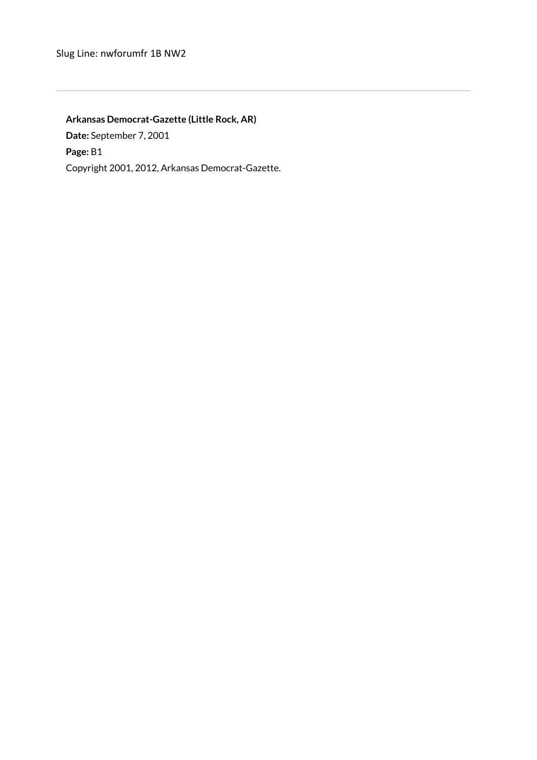Slug Line: nwforumfr 1B NW2

---

**Arkansas Democrat-Gazette (Little Rock, AR)**

**Date:** September 7, 2001

**Page:** B1

Copyright 2001, 2012, Arkansas Democrat-Gazette.